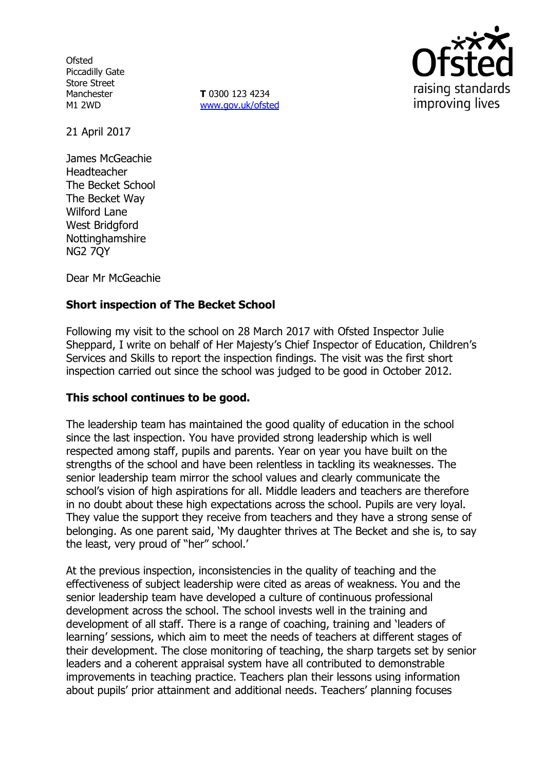Ofsted
Piccadilly Gate
Store Street
Manchester
M1 2WD

**T** 0300 123 4234
www.gov.uk/ofsted

21 April 2017

James McGeachie
Headteacher
The Becket School
The Becket Way
Wilford Lane
West Bridgford
Nottinghamshire
NG2 7QY

Dear Mr McGeachie

**Short inspection of The Becket School**

Following my visit to the school on 28 March 2017 with Ofsted Inspector Julie Sheppard, I write on behalf of Her Majesty's Chief Inspector of Education, Children's Services and Skills to report the inspection findings. The visit was the first short inspection carried out since the school was judged to be good in October 2012.

**This school continues to be good.**

The leadership team has maintained the good quality of education in the school since the last inspection. You have provided strong leadership which is well respected among staff, pupils and parents. Year on year you have built on the strengths of the school and have been relentless in tackling its weaknesses. The senior leadership team mirror the school values and clearly communicate the school's vision of high aspirations for all. Middle leaders and teachers are therefore in no doubt about these high expectations across the school. Pupils are very loyal. They value the support they receive from teachers and they have a strong sense of belonging. As one parent said, 'My daughter thrives at The Becket and she is, to say the least, very proud of "her" school.'

At the previous inspection, inconsistencies in the quality of teaching and the effectiveness of subject leadership were cited as areas of weakness. You and the senior leadership team have developed a culture of continuous professional development across the school. The school invests well in the training and development of all staff. There is a range of coaching, training and 'leaders of learning' sessions, which aim to meet the needs of teachers at different stages of their development. The close monitoring of teaching, the sharp targets set by senior leaders and a coherent appraisal system have all contributed to demonstrable improvements in teaching practice. Teachers plan their lessons using information about pupils' prior attainment and additional needs. Teachers' planning focuses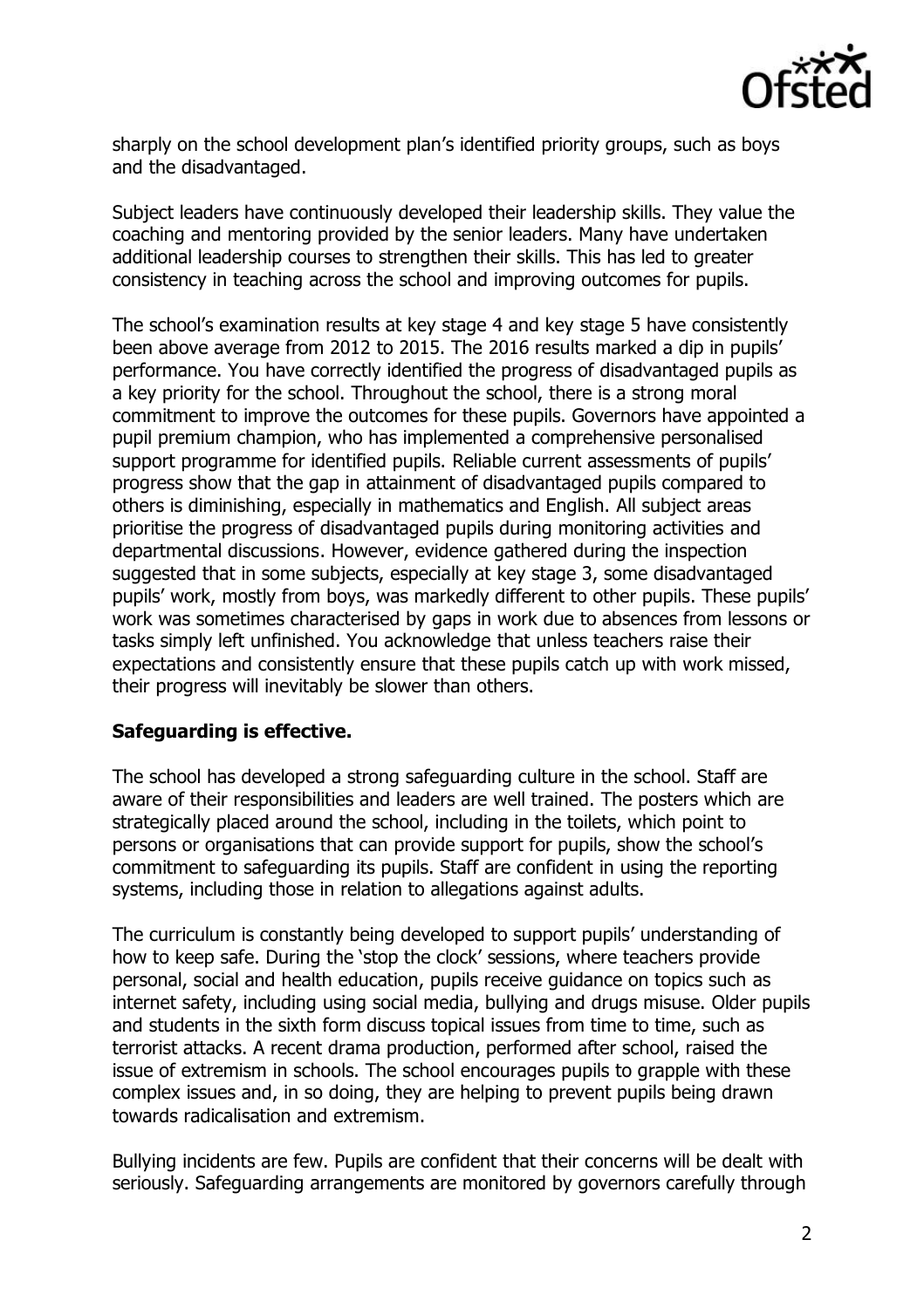sharply on the school development plan's identified priority groups, such as boys and the disadvantaged.

Subject leaders have continuously developed their leadership skills. They value the coaching and mentoring provided by the senior leaders. Many have undertaken additional leadership courses to strengthen their skills. This has led to greater consistency in teaching across the school and improving outcomes for pupils.

The school's examination results at key stage 4 and key stage 5 have consistently been above average from 2012 to 2015. The 2016 results marked a dip in pupils' performance. You have correctly identified the progress of disadvantaged pupils as a key priority for the school. Throughout the school, there is a strong moral commitment to improve the outcomes for these pupils. Governors have appointed a pupil premium champion, who has implemented a comprehensive personalised support programme for identified pupils. Reliable current assessments of pupils' progress show that the gap in attainment of disadvantaged pupils compared to others is diminishing, especially in mathematics and English. All subject areas prioritise the progress of disadvantaged pupils during monitoring activities and departmental discussions. However, evidence gathered during the inspection suggested that in some subjects, especially at key stage 3, some disadvantaged pupils' work, mostly from boys, was markedly different to other pupils. These pupils' work was sometimes characterised by gaps in work due to absences from lessons or tasks simply left unfinished. You acknowledge that unless teachers raise their expectations and consistently ensure that these pupils catch up with work missed, their progress will inevitably be slower than others.

**Safeguarding is effective.**

The school has developed a strong safeguarding culture in the school. Staff are aware of their responsibilities and leaders are well trained. The posters which are strategically placed around the school, including in the toilets, which point to persons or organisations that can provide support for pupils, show the school's commitment to safeguarding its pupils. Staff are confident in using the reporting systems, including those in relation to allegations against adults.

The curriculum is constantly being developed to support pupils' understanding of how to keep safe. During the 'stop the clock' sessions, where teachers provide personal, social and health education, pupils receive guidance on topics such as internet safety, including using social media, bullying and drugs misuse. Older pupils and students in the sixth form discuss topical issues from time to time, such as terrorist attacks. A recent drama production, performed after school, raised the issue of extremism in schools. The school encourages pupils to grapple with these complex issues and, in so doing, they are helping to prevent pupils being drawn towards radicalisation and extremism.

Bullying incidents are few. Pupils are confident that their concerns will be dealt with seriously. Safeguarding arrangements are monitored by governors carefully through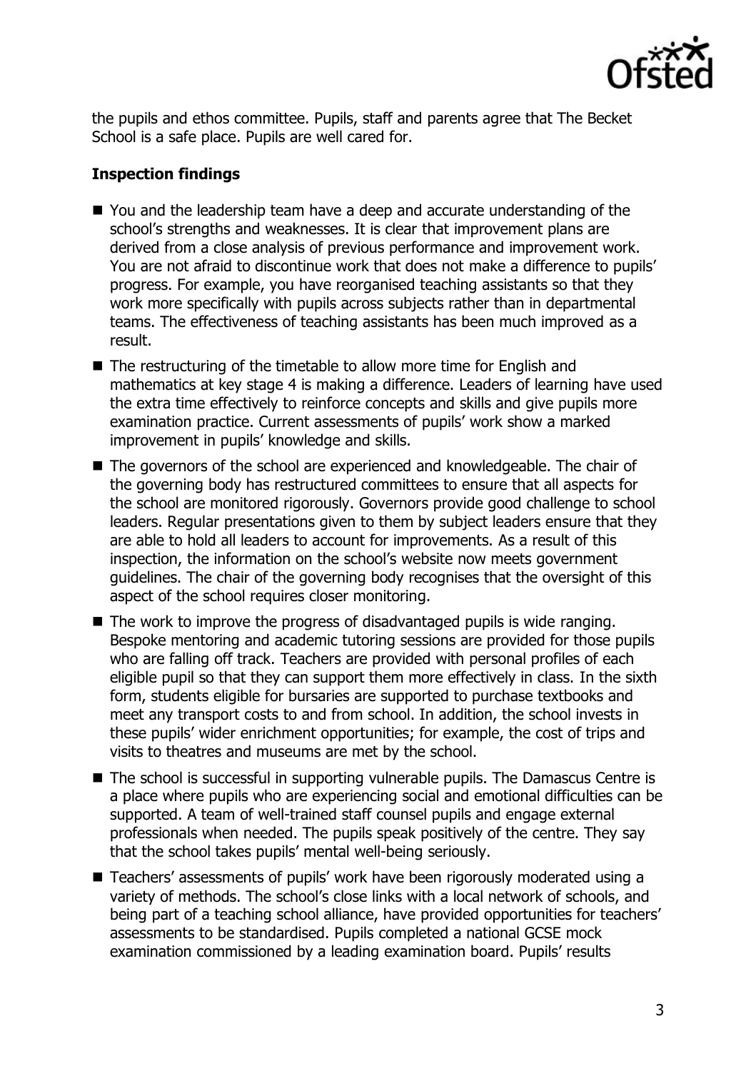the pupils and ethos committee. Pupils, staff and parents agree that The Becket School is a safe place. Pupils are well cared for.

## Inspection findings

- You and the leadership team have a deep and accurate understanding of the school's strengths and weaknesses. It is clear that improvement plans are derived from a close analysis of previous performance and improvement work. You are not afraid to discontinue work that does not make a difference to pupils' progress. For example, you have reorganised teaching assistants so that they work more specifically with pupils across subjects rather than in departmental teams. The effectiveness of teaching assistants has been much improved as a result.
- The restructuring of the timetable to allow more time for English and mathematics at key stage 4 is making a difference. Leaders of learning have used the extra time effectively to reinforce concepts and skills and give pupils more examination practice. Current assessments of pupils' work show a marked improvement in pupils' knowledge and skills.
- The governors of the school are experienced and knowledgeable. The chair of the governing body has restructured committees to ensure that all aspects for the school are monitored rigorously. Governors provide good challenge to school leaders. Regular presentations given to them by subject leaders ensure that they are able to hold all leaders to account for improvements. As a result of this inspection, the information on the school's website now meets government guidelines. The chair of the governing body recognises that the oversight of this aspect of the school requires closer monitoring.
- The work to improve the progress of disadvantaged pupils is wide ranging. Bespoke mentoring and academic tutoring sessions are provided for those pupils who are falling off track. Teachers are provided with personal profiles of each eligible pupil so that they can support them more effectively in class. In the sixth form, students eligible for bursaries are supported to purchase textbooks and meet any transport costs to and from school. In addition, the school invests in these pupils' wider enrichment opportunities; for example, the cost of trips and visits to theatres and museums are met by the school.
- The school is successful in supporting vulnerable pupils. The Damascus Centre is a place where pupils who are experiencing social and emotional difficulties can be supported. A team of well-trained staff counsel pupils and engage external professionals when needed. The pupils speak positively of the centre. They say that the school takes pupils' mental well-being seriously.
- Teachers' assessments of pupils' work have been rigorously moderated using a variety of methods. The school's close links with a local network of schools, and being part of a teaching school alliance, have provided opportunities for teachers' assessments to be standardised. Pupils completed a national GCSE mock examination commissioned by a leading examination board. Pupils' results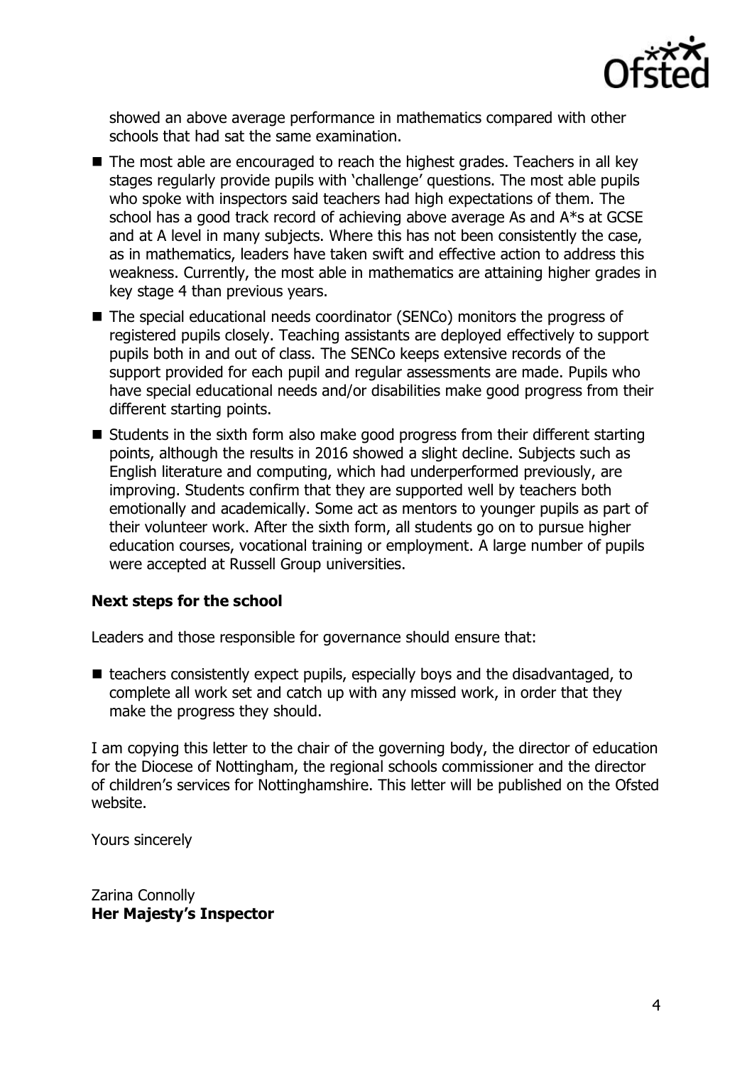showed an above average performance in mathematics compared with other schools that had sat the same examination.

- The most able are encouraged to reach the highest grades. Teachers in all key stages regularly provide pupils with 'challenge' questions. The most able pupils who spoke with inspectors said teachers had high expectations of them. The school has a good track record of achieving above average As and A*s at GCSE and at A level in many subjects. Where this has not been consistently the case, as in mathematics, leaders have taken swift and effective action to address this weakness. Currently, the most able in mathematics are attaining higher grades in key stage 4 than previous years.
- The special educational needs coordinator (SENCo) monitors the progress of registered pupils closely. Teaching assistants are deployed effectively to support pupils both in and out of class. The SENCo keeps extensive records of the support provided for each pupil and regular assessments are made. Pupils who have special educational needs and/or disabilities make good progress from their different starting points.
- Students in the sixth form also make good progress from their different starting points, although the results in 2016 showed a slight decline. Subjects such as English literature and computing, which had underperformed previously, are improving. Students confirm that they are supported well by teachers both emotionally and academically. Some act as mentors to younger pupils as part of their volunteer work. After the sixth form, all students go on to pursue higher education courses, vocational training or employment. A large number of pupils were accepted at Russell Group universities.

## Next steps for the school

Leaders and those responsible for governance should ensure that:

- teachers consistently expect pupils, especially boys and the disadvantaged, to complete all work set and catch up with any missed work, in order that they make the progress they should.

I am copying this letter to the chair of the governing body, the director of education for the Diocese of Nottingham, the regional schools commissioner and the director of children's services for Nottinghamshire. This letter will be published on the Ofsted website.

Yours sincerely

Zarina Connolly
**Her Majesty's Inspector**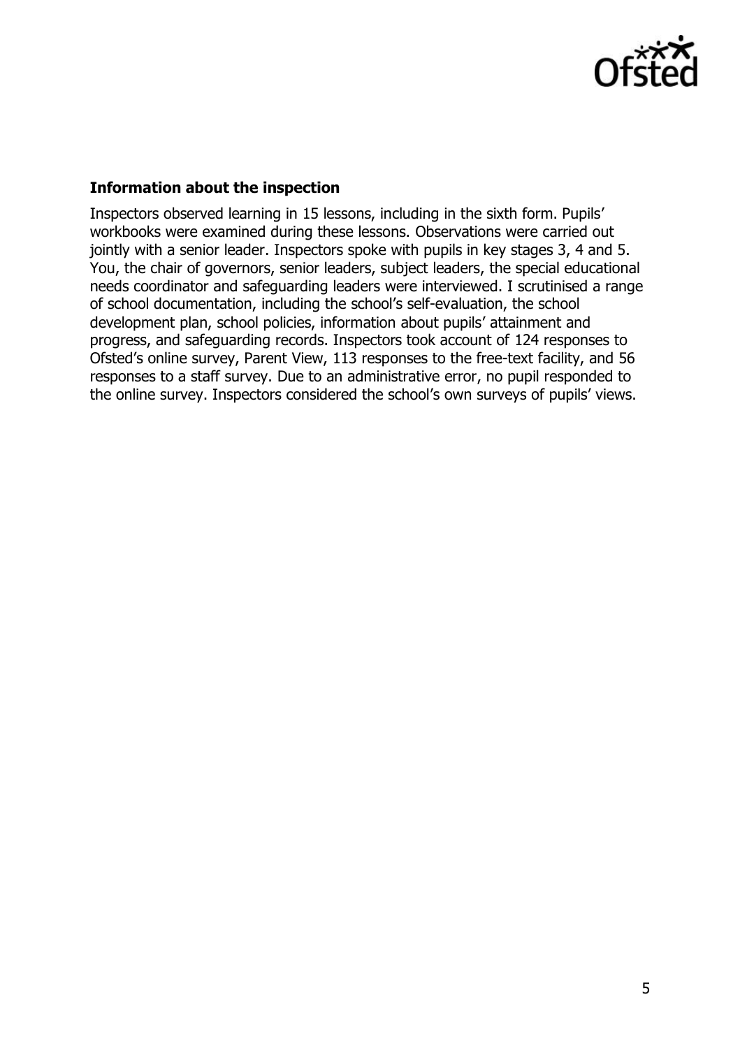**Information about the inspection**

Inspectors observed learning in 15 lessons, including in the sixth form. Pupils' workbooks were examined during these lessons. Observations were carried out jointly with a senior leader. Inspectors spoke with pupils in key stages 3, 4 and 5. You, the chair of governors, senior leaders, subject leaders, the special educational needs coordinator and safeguarding leaders were interviewed. I scrutinised a range of school documentation, including the school's self-evaluation, the school development plan, school policies, information about pupils' attainment and progress, and safeguarding records. Inspectors took account of 124 responses to Ofsted's online survey, Parent View, 113 responses to the free-text facility, and 56 responses to a staff survey. Due to an administrative error, no pupil responded to the online survey. Inspectors considered the school's own surveys of pupils' views.